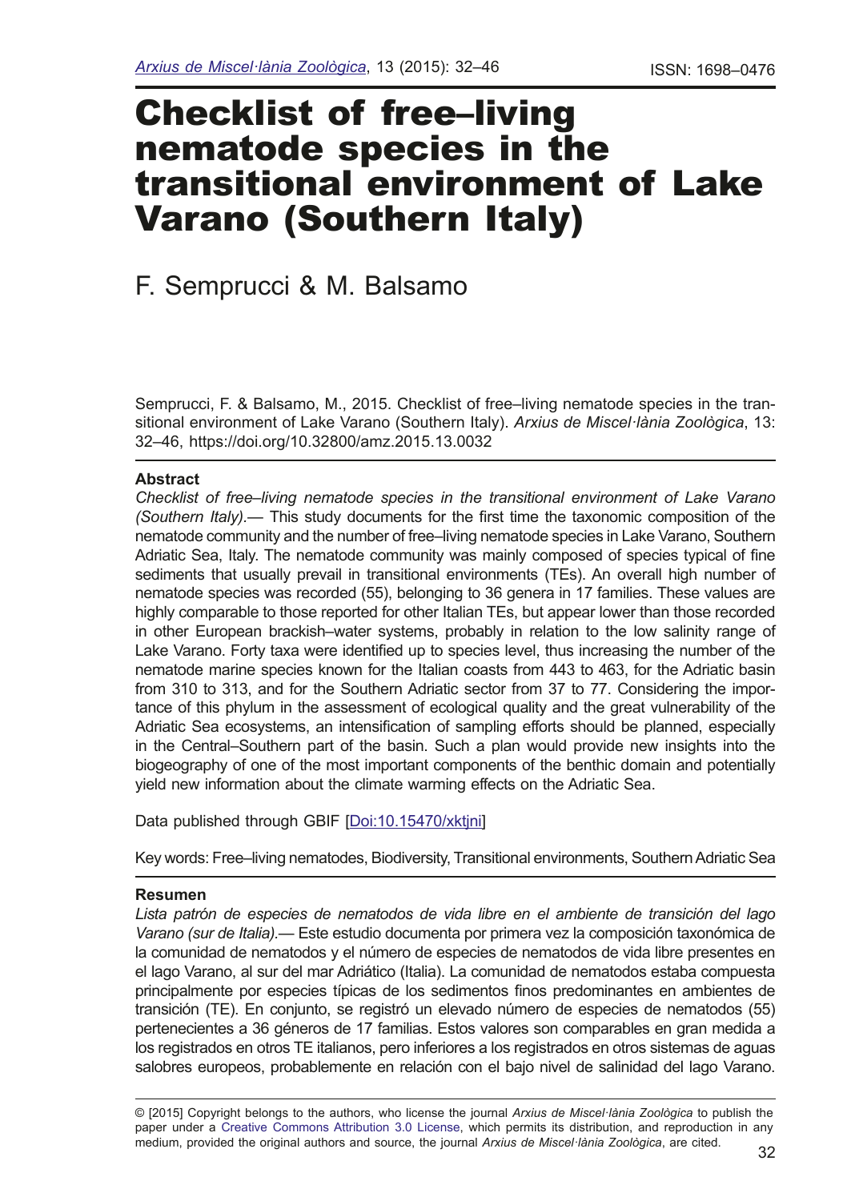# Checklist of free–living nematode species in the transitional environment of Lake Varano (Southern Italy)

F. Semprucci & M. Balsamo

Semprucci, F. & Balsamo, M., 2015. Checklist of free–living nematode species in the transitional environment of Lake Varano (Southern Italy). *Arxius de Miscel·lània Zoològica*, 13: 32–46, https://doi.org/10.32800/amz.2015.13.0032

**Abstract**

*Checklist of free–living nematode species in the transitional environment of Lake Varano (Southern Italy).*— This study documents for the first time the taxonomic composition of the nematode community and the number of free–living nematode species in Lake Varano, Southern Adriatic Sea, Italy. The nematode community was mainly composed of species typical of fine sediments that usually prevail in transitional environments (TEs). An overall high number of nematode species was recorded (55), belonging to 36 genera in 17 families. These values are highly comparable to those reported for other Italian TEs, but appear lower than those recorded in other European brackish–water systems, probably in relation to the low salinity range of Lake Varano. Forty taxa were identified up to species level, thus increasing the number of the nematode marine species known for the Italian coasts from 443 to 463, for the Adriatic basin from 310 to 313, and for the Southern Adriatic sector from 37 to 77. Considering the importance of this phylum in the assessment of ecological quality and the great vulnerability of the Adriatic Sea ecosystems, an intensification of sampling efforts should be planned, especially in the Central–Southern part of the basin. Such a plan would provide new insights into the biogeography of one of the most important components of the benthic domain and potentially yield new information about the climate warming effects on the Adriatic Sea.

Data published through GBIF [Doi:10.15470/xktjni]

Key words: Free–living nematodes, Biodiversity, Transitional environments, Southern Adriatic Sea

**Resumen**

*Lista patrón de especies de nematodos de vida libre en el ambiente de transición del lago Varano (sur de Italia).*— Este estudio documenta por primera vez la composición taxonómica de la comunidad de nematodos y el número de especies de nematodos de vida libre presentes en el lago Varano, al sur del mar Adriático (Italia). La comunidad de nematodos estaba compuesta principalmente por especies típicas de los sedimentos finos predominantes en ambientes de transición (TE). En conjunto, se registró un elevado número de especies de nematodos (55) pertenecientes a 36 géneros de 17 familias. Estos valores son comparables en gran medida a los registrados en otros TE italianos, pero inferiores a los registrados en otros sistemas de aguas salobres europeos, probablemente en relación con el bajo nivel de salinidad del lago Varano.

© [2015] Copyright belongs to the authors, who license the journal *Arxius de Miscel·lània Zoològica* to publish the paper under a Creative Commons Attribution 3.0 License, which permits its distribution, and reproduction in any medium, provided the original authors and source, the journal *Arxius de Miscel·lània Zoològica*, are cited.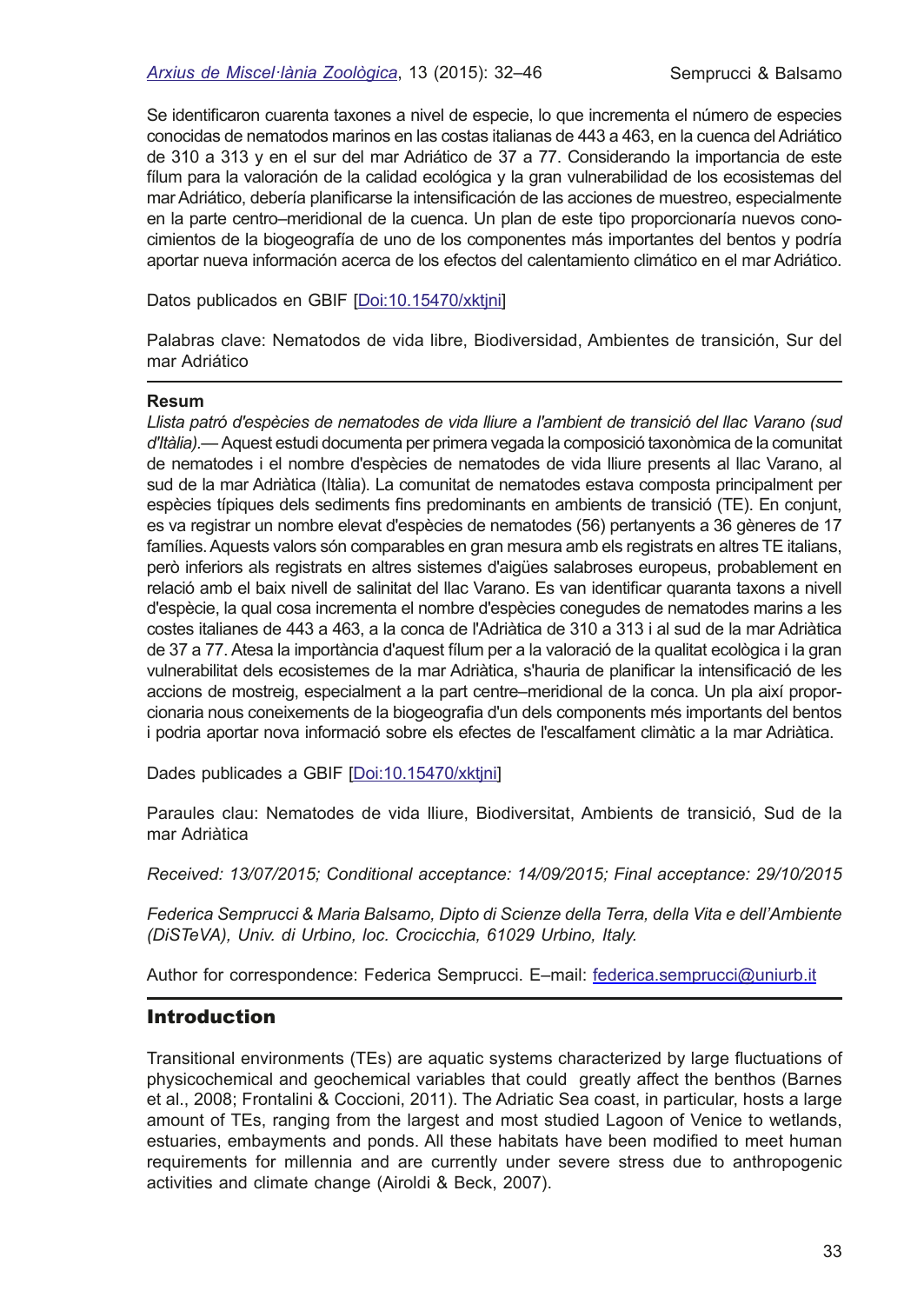Se identificaron cuarenta taxones a nivel de especie, lo que incrementa el número de especies conocidas de nematodos marinos en las costas italianas de 443 a 463, en la cuenca del Adriático de 310 a 313 y en el sur del mar Adriático de 37 a 77. Considerando la importancia de este fílum para la valoración de la calidad ecológica y la gran vulnerabilidad de los ecosistemas del mar Adriático, debería planificarse la intensificación de las acciones de muestreo, especialmente en la parte centro–meridional de la cuenca. Un plan de este tipo proporcionaría nuevos conocimientos de la biogeografía de uno de los componentes más importantes del bentos y podría aportar nueva información acerca de los efectos del calentamiento climático en el mar Adriático.

Datos publicados en GBIF [Doi:10.15470/xktjni]

Palabras clave: Nematodos de vida libre, Biodiversidad, Ambientes de transición, Sur del mar Adriático

**Resum**

*Llista patró d'espècies de nematodes de vida lliure a l'ambient de transició del llac Varano (sud d'Itàlia).*— Aquest estudi documenta per primera vegada la composició taxonòmica de la comunitat de nematodes i el nombre d'espècies de nematodes de vida lliure presents al llac Varano, al sud de la mar Adriàtica (Itàlia). La comunitat de nematodes estava composta principalment per espècies típiques dels sediments fins predominants en ambients de transició (TE). En conjunt, es va registrar un nombre elevat d'espècies de nematodes (56) pertanyents a 36 gèneres de 17 famílies. Aquests valors són comparables en gran mesura amb els registrats en altres TE italians, però inferiors als registrats en altres sistemes d'aigües salabroses europeus, probablement en relació amb el baix nivell de salinitat del llac Varano. Es van identificar quaranta taxons a nivell d'espècie, la qual cosa incrementa el nombre d'espècies conegudes de nematodes marins a les costes italianes de 443 a 463, a la conca de l'Adriàtica de 310 a 313 i al sud de la mar Adriàtica de 37 a 77. Atesa la importància d'aquest fílum per a la valoració de la qualitat ecològica i la gran vulnerabilitat dels ecosistemes de la mar Adriàtica, s'hauria de planificar la intensificació de les accions de mostreig, especialment a la part centre–meridional de la conca. Un pla així proporcionaria nous coneixements de la biogeografia d'un dels components més importants del bentos i podria aportar nova informació sobre els efectes de l'escalfament climàtic a la mar Adriàtica.

Dades publicades a GBIF [Doi:10.15470/xktjni]

Paraules clau: Nematodes de vida lliure, Biodiversitat, Ambients de transició, Sud de la mar Adriàtica

*Received: 13/07/2015; Conditional acceptance: 14/09/2015; Final acceptance: 29/10/2015*

*Federica Semprucci & Maria Balsamo, Dipto di Scienze della Terra, della Vita e dell'Ambiente (DiSTeVA), Univ. di Urbino, loc. Crocicchia, 61029 Urbino, Italy.*

Author for correspondence: Federica Semprucci. E–mail: federica.semprucci@uniurb.it

## Introduction

Transitional environments (TEs) are aquatic systems characterized by large fluctuations of physicochemical and geochemical variables that could greatly affect the benthos (Barnes et al., 2008; Frontalini & Coccioni, 2011). The Adriatic Sea coast, in particular, hosts a large amount of TEs, ranging from the largest and most studied Lagoon of Venice to wetlands, estuaries, embayments and ponds. All these habitats have been modified to meet human requirements for millennia and are currently under severe stress due to anthropogenic activities and climate change (Airoldi & Beck, 2007).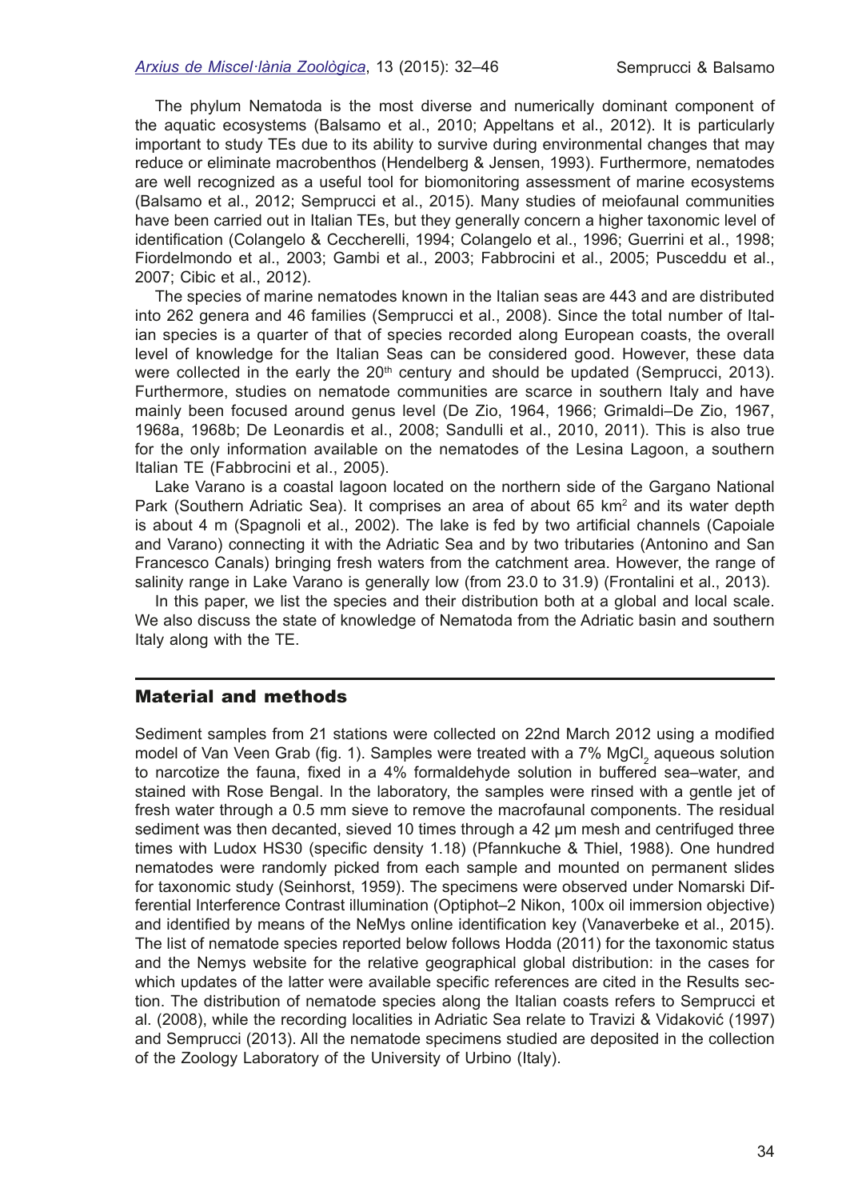The phylum Nematoda is the most diverse and numerically dominant component of the aquatic ecosystems (Balsamo et al., 2010; Appeltans et al., 2012). It is particularly important to study TEs due to its ability to survive during environmental changes that may reduce or eliminate macrobenthos (Hendelberg & Jensen, 1993). Furthermore, nematodes are well recognized as a useful tool for biomonitoring assessment of marine ecosystems (Balsamo et al., 2012; Semprucci et al., 2015). Many studies of meiofaunal communities have been carried out in Italian TEs, but they generally concern a higher taxonomic level of identification (Colangelo & Ceccherelli, 1994; Colangelo et al., 1996; Guerrini et al., 1998; Fiordelmondo et al., 2003; Gambi et al., 2003; Fabbrocini et al., 2005; Pusceddu et al., 2007; Cibic et al., 2012).

The species of marine nematodes known in the Italian seas are 443 and are distributed into 262 genera and 46 families (Semprucci et al., 2008). Since the total number of Italian species is a quarter of that of species recorded along European coasts, the overall level of knowledge for the Italian Seas can be considered good. However, these data were collected in the early the 20th century and should be updated (Semprucci, 2013). Furthermore, studies on nematode communities are scarce in southern Italy and have mainly been focused around genus level (De Zio, 1964, 1966; Grimaldi–De Zio, 1967, 1968a, 1968b; De Leonardis et al., 2008; Sandulli et al., 2010, 2011). This is also true for the only information available on the nematodes of the Lesina Lagoon, a southern Italian TE (Fabbrocini et al., 2005).

Lake Varano is a coastal lagoon located on the northern side of the Gargano National Park (Southern Adriatic Sea). It comprises an area of about 65 km$^2$ and its water depth is about 4 m (Spagnoli et al., 2002). The lake is fed by two artificial channels (Capoiale and Varano) connecting it with the Adriatic Sea and by two tributaries (Antonino and San Francesco Canals) bringing fresh waters from the catchment area. However, the range of salinity range in Lake Varano is generally low (from 23.0 to 31.9) (Frontalini et al., 2013).

In this paper, we list the species and their distribution both at a global and local scale. We also discuss the state of knowledge of Nematoda from the Adriatic basin and southern Italy along with the TE.

## Material and methods

Sediment samples from 21 stations were collected on 22nd March 2012 using a modified model of Van Veen Grab (fig. 1). Samples were treated with a 7% $MgCl_2$ aqueous solution to narcotize the fauna, fixed in a 4% formaldehyde solution in buffered sea–water, and stained with Rose Bengal. In the laboratory, the samples were rinsed with a gentle jet of fresh water through a 0.5 mm sieve to remove the macrofaunal components. The residual sediment was then decanted, sieved 10 times through a 42 µm mesh and centrifuged three times with Ludox HS30 (specific density 1.18) (Pfannkuche & Thiel, 1988). One hundred nematodes were randomly picked from each sample and mounted on permanent slides for taxonomic study (Seinhorst, 1959). The specimens were observed under Nomarski Differential Interference Contrast illumination (Optiphot–2 Nikon, 100x oil immersion objective) and identified by means of the NeMys online identification key (Vanaverbeke et al., 2015). The list of nematode species reported below follows Hodda (2011) for the taxonomic status and the Nemys website for the relative geographical global distribution: in the cases for which updates of the latter were available specific references are cited in the Results section. The distribution of nematode species along the Italian coasts refers to Semprucci et al. (2008), while the recording localities in Adriatic Sea relate to Travizi & Vidaković (1997) and Semprucci (2013). All the nematode specimens studied are deposited in the collection of the Zoology Laboratory of the University of Urbino (Italy).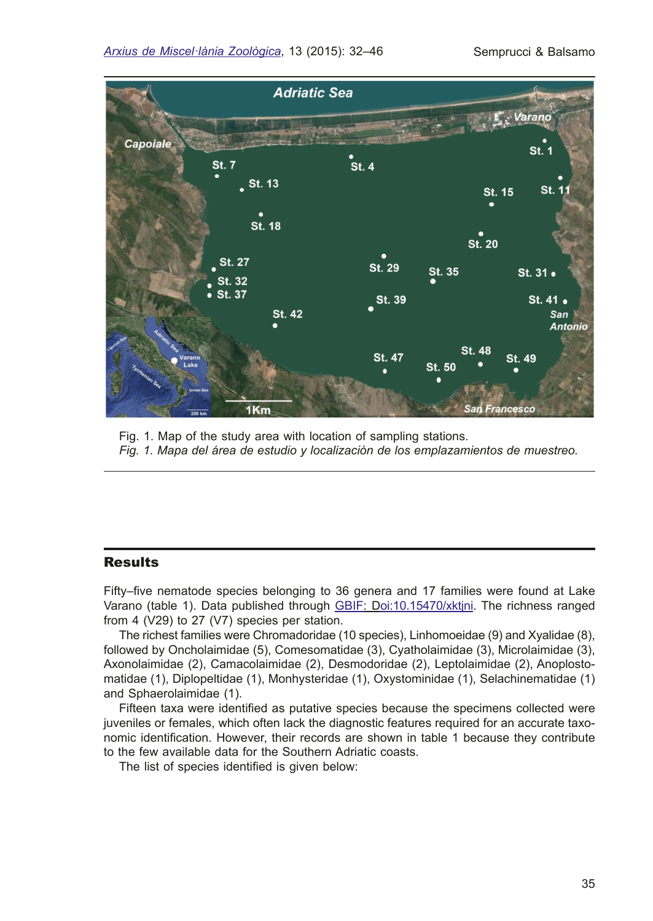Fig. 1. Map of the study area with location of sampling stations.
*Fig. 1. Mapa del área de estudio y localización de los emplazamientos de muestreo.*

## Results

Fifty–five nematode species belonging to 36 genera and 17 families were found at Lake Varano (table 1). Data published through GBIF: Doi:10.15470/xktjni. The richness ranged from 4 (V29) to 27 (V7) species per station.

The richest families were Chromadoridae (10 species), Linhomoeidae (9) and Xyalidae (8), followed by Oncholaimidae (5), Comesomatidae (3), Cyatholaimidae (3), Microlaimidae (3), Axonolaimidae (2), Camacolaimidae (2), Desmodoridae (2), Leptolaimidae (2), Anoplostomatidae (1), Diplopeltidae (1), Monhysteridae (1), Oxystominidae (1), Selachinematidae (1) and Sphaerolaimidae (1).

Fifteen taxa were identified as putative species because the specimens collected were juveniles or females, which often lack the diagnostic features required for an accurate taxonomic identification. However, their records are shown in table 1 because they contribute to the few available data for the Southern Adriatic coasts.

The list of species identified is given below: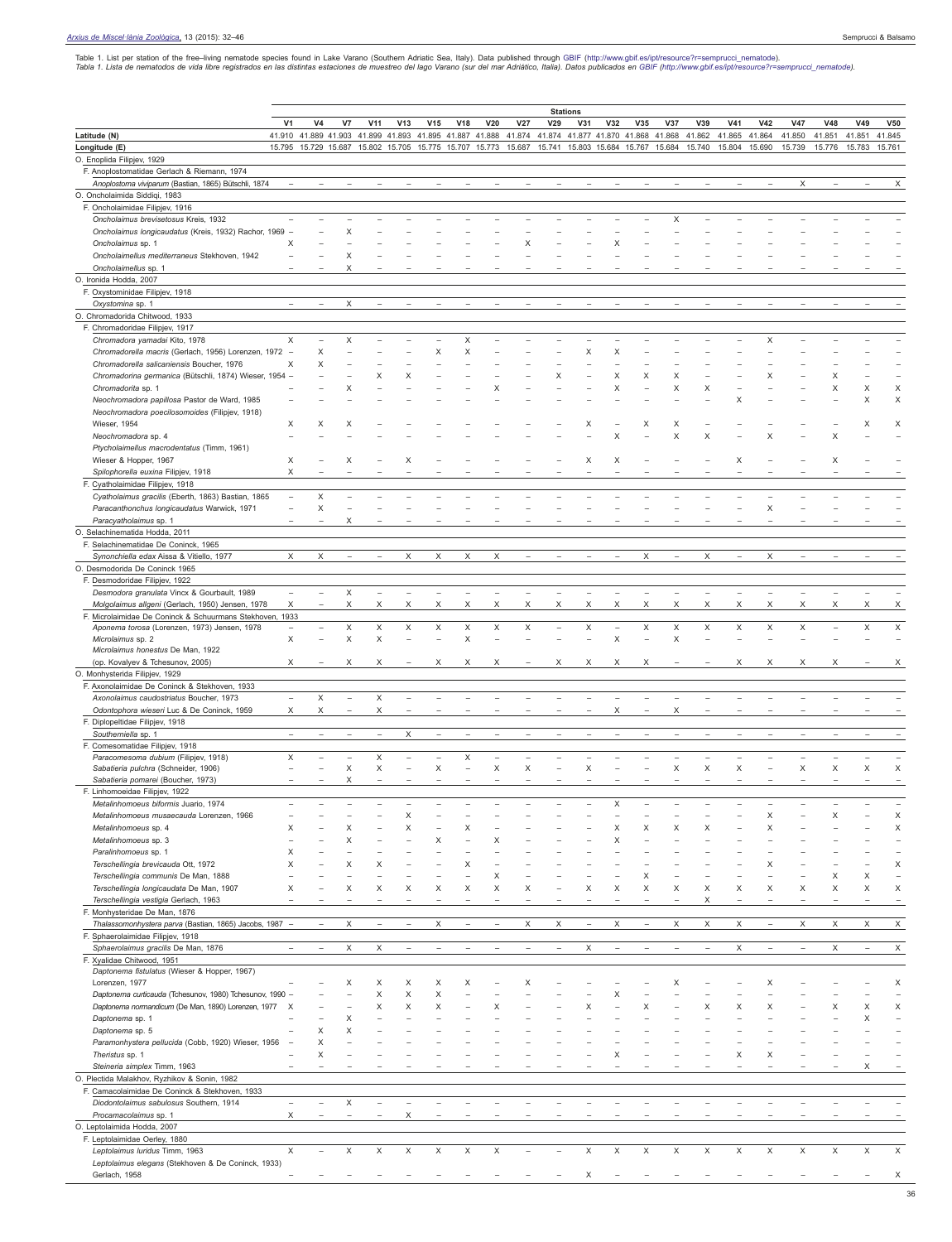Table 1. List per station of the free–living nematode species found in Lake Varano (Southern Adriatic Sea, Italy). Data published through GBIF (http://www.gbif.es/ipt/resource?r=semprucci_nematode).

*Tabla 1. Lista de nematodos de vida libre registrados en las distintas estaciones de muestreo del lago Varano (sur del mar Adriático, Italia). Datos publicados en GBIF (http://www.gbif.es/ipt/resource?r=semprucci_nematode).*

| | Stations | | | | | | | | | | | | | | | | | | | | |
|---|---|---|---|---|---|---|---|---|---|---|---|---|---|---|---|---|---|---|---|---|---|
| | V1 | V4 | V7 | V11 | V13 | V15 | V18 | V20 | V27 | V29 | V31 | V32 | V35 | V37 | V39 | V41 | V42 | V47 | V48 | V49 | V50 |
| Latitude (N) | 41.910 | 41.889 | 41.903 | 41.899 | 41.893 | 41.895 | 41.887 | 41.888 | 41.874 | 41.874 | 41.877 | 41.870 | 41.868 | 41.868 | 41.862 | 41.865 | 41.864 | 41.850 | 41.851 | 41.851 | 41.845 |
| Longitude (E) | 15.795 | 15.729 | 15.687 | 15.802 | 15.705 | 15.775 | 15.707 | 15.773 | 15.687 | 15.741 | 15.803 | 15.684 | 15.767 | 15.684 | 15.740 | 15.804 | 15.690 | 15.739 | 15.776 | 15.783 | 15.761 |
| O. Enoplida Filipjev, 1929 | | | | | | | | | | | | | | | | | | | | | |
| F. Anoplostomatidae Gerlach & Riemann, 1974 | | | | | | | | | | | | | | | | | | | | | |
| *Anoplostoma viviparum* (Bastian, 1865) Bütschli, 1874 | – | – | – | – | – | – | – | – | – | – | – | – | – | – | – | – | – | X | – | – | X |
| O. Oncholaimida Siddiqi, 1983 | | | | | | | | | | | | | | | | | | | | | |
| F. Oncholaimidae Filipjev, 1916 | | | | | | | | | | | | | | | | | | | | | |
| *Oncholaimus brevisetosus* Kreis, 1932 | – | – | – | – | – | – | – | – | – | – | – | – | – | X | – | – | – | – | – | – | – |
| *Oncholaimus longicaudatus* (Kreis, 1932) Rachor, 1969 | – | – | X | – | – | – | – | – | – | – | – | – | – | – | – | – | – | – | – | – | – |
| *Oncholaimus* sp. 1 | X | – | – | – | – | – | – | – | X | – | – | X | – | – | – | – | – | – | – | – | – |
| *Oncholaimellus mediterraneus* Stekhoven, 1942 | – | – | X | – | – | – | – | – | – | – | – | – | – | – | – | – | – | – | – | – | – |
| *Oncholaimellus* sp. 1 | – | – | X | – | – | – | – | – | – | – | – | – | – | – | – | – | – | – | – | – | – |
| O. Ironida Hodda, 2007 | | | | | | | | | | | | | | | | | | | | | |
| F. Oxystominidae Filipjev, 1918 | | | | | | | | | | | | | | | | | | | | | |
| *Oxystomina* sp. 1 | – | – | X | – | – | – | – | – | – | – | – | – | – | – | – | – | – | – | – | – | – |
| O. Chromadorida Chitwood, 1933 | | | | | | | | | | | | | | | | | | | | | |
| F. Chromadoridae Filipjev, 1917 | | | | | | | | | | | | | | | | | | | | | |
| *Chromadora yamadai* Kito, 1978 | X | – | X | – | – | – | X | – | – | – | – | – | – | – | – | – | X | – | – | – | – |
| *Chromadorella macris* (Gerlach, 1956) Lorenzen, 1972 | – | X | – | – | – | X | X | – | – | – | X | X | – | – | – | – | – | – | – | – | – |
| *Chromadorella salicaniensis* Boucher, 1976 | X | X | – | – | – | – | – | – | – | – | – | – | – | – | – | – | – | – | – | – | – |
| *Chromadorina germanica* (Bütschli, 1874) Wieser, 1954 | – | – | – | X | X | – | – | – | – | X | – | X | X | X | – | – | X | – | X | – | – |
| *Chromadorita* sp. 1 | – | – | X | – | – | – | – | X | – | – | – | X | – | X | X | – | – | – | X | X | X |
| *Neochromadora papillosa* Pastor de Ward, 1985 | – | – | – | – | – | – | – | – | – | – | – | – | – | – | – | X | – | – | – | X | X |
| *Neochromadora poecilosomoides* (Filipjev, 1918) Wieser, 1954 | X | X | X | – | – | – | – | – | – | – | X | – | X | X | – | – | – | – | – | X | X |
| *Neochromadora* sp. 4 | – | – | – | – | – | – | – | – | – | – | – | X | – | X | X | – | X | – | X | – | – |
| *Ptycholaimellus macrodentatus* (Timm, 1961) Wieser & Hopper, 1967 | X | – | X | – | X | – | – | – | – | – | X | X | – | – | – | X | – | – | X | – | – |
| *Spilophorella euxina* Filipjev, 1918 | X | – | – | – | – | – | – | – | – | – | – | – | – | – | – | – | – | – | – | – | – |
| F. Cyatholaimidae Filipjev, 1918 | | | | | | | | | | | | | | | | | | | | | |
| *Cyatholaimus gracilis* (Eberth, 1863) Bastian, 1865 | – | X | – | – | – | – | – | – | – | – | – | – | – | – | – | – | – | – | – | – | – |
| *Paracanthonchus longicaudatus* Warwick, 1971 | – | X | – | – | – | – | – | – | – | – | – | – | – | – | – | – | X | – | – | – | – |
| *Paracyatholaimus* sp. 1 | – | – | X | – | – | – | – | – | – | – | – | – | – | – | – | – | – | – | – | – | – |
| O. Selachinematida Hodda, 2011 | | | | | | | | | | | | | | | | | | | | | |
| F. Selachinematidae De Coninck, 1965 | | | | | | | | | | | | | | | | | | | | | |
| *Synonchiella edax* Aissa & Vitiello, 1977 | X | X | – | – | X | X | X | X | – | – | – | – | X | – | X | – | X | – | – | – | – |
| O. Desmodorida De Coninck 1965 | | | | | | | | | | | | | | | | | | | | | |
| F. Desmodoridae Filipjev, 1922 | | | | | | | | | | | | | | | | | | | | | |
| *Desmodora granulata* Vincx & Gourbault, 1989 | – | – | X | – | – | – | – | – | – | – | – | – | – | – | – | – | – | – | – | – | – |
| *Molgolaimus allgeni* (Gerlach, 1950) Jensen, 1978 | X | – | X | X | X | X | X | X | X | X | X | X | X | X | X | X | X | X | X | X | X |
| F. Microlaimidae De Coninck & Schuurmans Stekhoven, 1933 | | | | | | | | | | | | | | | | | | | | | |
| *Aponema torosa* (Lorenzen, 1973) Jensen, 1978 | – | – | X | X | X | X | X | X | X | – | X | – | X | X | X | X | X | X | – | X | X |
| *Microlaimus* sp. 2 | X | – | X | X | – | – | X | – | – | – | – | X | – | X | – | – | – | – | – | – | – |
| *Microlaimus honestus* De Man, 1922 (op. Kovalyev & Tchesunov, 2005) | X | – | X | X | – | X | X | X | – | X | X | X | X | – | – | X | X | X | X | – | X |
| O. Monhysterida Filipjev, 1929 | | | | | | | | | | | | | | | | | | | | | |
| F. Axonolaimidae De Coninck & Stekhoven, 1933 | | | | | | | | | | | | | | | | | | | | | |
| *Axonolaimus caudostriatus* Boucher, 1973 | – | X | – | X | – | – | – | – | – | – | – | – | – | – | – | – | – | – | – | – | – |
| *Odontophora wieseri* Luc & De Coninck, 1959 | X | X | – | X | – | – | – | – | – | – | – | X | – | X | – | – | – | – | – | – | – |
| F. Diplopeltidae Filipjev, 1918 | | | | | | | | | | | | | | | | | | | | | |
| *Southerniella* sp. 1 | – | – | – | – | X | – | – | – | – | – | – | – | – | – | – | – | – | – | – | – | – |
| F. Comesomatidae Filipjev, 1918 | | | | | | | | | | | | | | | | | | | | | |
| *Paracomesoma dubium* (Filipjev, 1918) | X | – | – | X | – | – | X | – | – | – | – | – | – | – | – | – | – | – | – | – | – |
| *Sabatieria pulchra* (Schneider, 1906) | – | – | X | X | – | X | – | X | X | – | X | – | – | X | X | X | – | X | X | X | X |
| *Sabatieria pomarei* (Boucher, 1973) | – | – | X | – | – | – | – | – | – | – | – | – | – | – | – | – | – | – | – | – | – |
| F. Linhomoeidae Filipjev, 1922 | | | | | | | | | | | | | | | | | | | | | |
| *Metalinhomoeus biformis* Juario, 1974 | – | – | – | – | – | – | – | – | – | – | – | X | – | – | – | – | – | – | – | – | – |
| *Metalinhomoeus musaecauda* Lorenzen, 1966 | – | – | – | – | X | – | – | – | – | – | – | – | – | – | – | – | X | – | X | – | X |
| *Metalinhomoeus* sp. 4 | X | – | X | – | X | – | X | – | – | – | – | X | X | X | X | – | X | – | – | – | X |
| *Metalinhomoeus* sp. 3 | – | – | X | – | – | X | – | X | – | – | – | X | – | – | – | – | – | – | – | – | – |
| *Paralinhomoeus* sp. 1 | X | – | – | – | – | – | – | – | – | – | – | – | – | – | – | – | – | – | – | – | – |
| *Terschellingia brevicauda* Ott, 1972 | X | – | X | X | – | – | X | – | – | – | – | – | – | – | – | – | X | – | – | – | X |
| *Terschellingia communis* De Man, 1888 | – | – | – | – | – | – | – | X | – | – | – | – | X | – | – | – | – | – | X | X | – |
| *Terschellingia longicaudata* De Man, 1907 | X | – | X | X | X | X | X | X | X | – | X | X | X | X | X | X | X | X | X | X | X |
| *Terschellingia vestigia* Gerlach, 1963 | – | – | – | – | – | – | – | – | – | – | – | – | – | – | X | – | – | – | – | – | – |
| F. Monhysteridae De Man, 1876 | | | | | | | | | | | | | | | | | | | | | |
| *Thalassomonhystera parva* (Bastian, 1865) Jacobs, 1987 | – | – | X | – | – | X | – | – | X | X | – | X | – | X | X | X | – | X | X | X | X |
| F. Sphaerolaimidae Filipjev, 1918 | | | | | | | | | | | | | | | | | | | | | |
| *Sphaerolaimus gracilis* De Man, 1876 | – | – | X | X | – | – | – | – | – | – | X | – | – | – | – | X | – | – | X | – | X |
| F. Xyalidae Chitwood, 1951 | | | | | | | | | | | | | | | | | | | | | |
| *Daptonema fistulatum* (Wieser & Hopper, 1967) Lorenzen, 1977 | – | – | X | X | X | X | X | – | – | – | – | – | – | X | – | – | X | – | – | – | X |
| *Daptonema curticauda* (Tchesunov, 1980) Tchesunov, 1990 | – | – | – | X | X | X | – | – | X | – | – | X | – | – | – | – | – | – | – | – | – |
| *Daptonema normandicum* (De Man, 1890) Lorenzen, 1977 | X | – | – | X | X | X | – | X | – | – | X | – | X | – | X | X | X | – | X | X | X |
| *Daptonema* sp. 1 | – | – | X | – | – | – | – | – | – | – | – | – | – | – | – | – | – | – | – | X | – |
| *Daptonema* sp. 5 | – | X | X | – | – | – | – | – | – | – | – | – | – | – | – | – | – | – | – | – | – |
| *Paramonhystera pellucida* (Cobb, 1920) Wieser, 1956 | – | X | – | – | – | – | – | – | – | – | – | – | – | – | – | – | – | – | – | – | – |
| *Theristus* sp. 1 | – | X | – | – | – | – | – | – | – | – | – | X | – | – | – | X | X | – | – | – | – |
| *Steineria simplex* Timm, 1963 | – | – | – | – | – | – | – | – | – | – | – | – | – | – | – | – | – | – | – | X | – |
| O. Plectida Malakhov, Ryzhikov & Sonin, 1982 | | | | | | | | | | | | | | | | | | | | | |
| F. Camacolaimidae De Coninck & Stekhoven, 1933 | | | | | | | | | | | | | | | | | | | | | |
| *Diodontolaimus sabulosus* Southern, 1914 | – | – | X | – | – | – | – | – | – | – | – | – | – | – | – | – | – | – | – | – | – |
| *Procamacolaimus* sp. 1 | X | – | – | – | X | – | – | – | – | – | – | – | – | – | – | – | – | – | – | – | – |
| O. Leptolaimida Hodda, 2007 | | | | | | | | | | | | | | | | | | | | | |
| F. Leptolaimidae Oerley, 1880 | | | | | | | | | | | | | | | | | | | | | |
| *Leptolaimus luridus* Timm, 1963 | X | – | X | X | X | X | X | X | – | – | X | X | X | X | X | X | X | X | X | X | X |
| *Leptolaimus elegans* (Stekhoven & De Coninck, 1933) Gerlach, 1958 | – | – | – | – | – | – | – | – | – | – | X | – | – | – | – | – | – | – | – | – | X |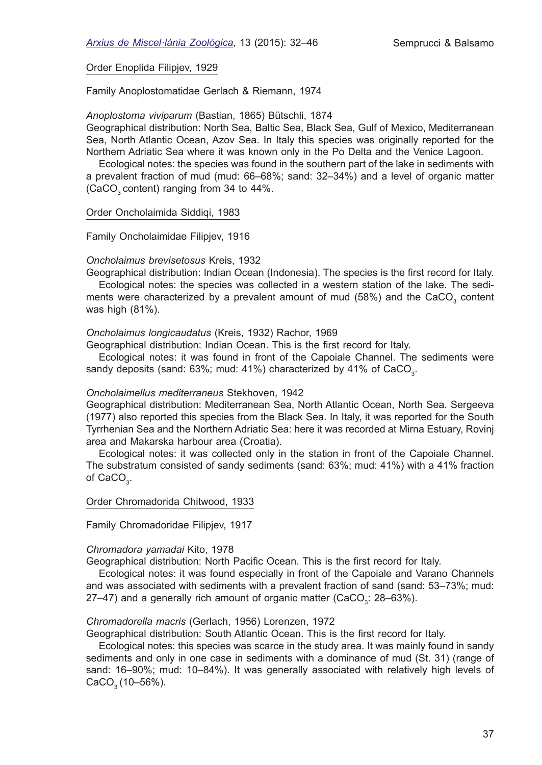## Order Enoplida Filipjev, 1929

### Family Anoplostomatidae Gerlach & Riemann, 1974

*Anoplostoma viviparum* (Bastian, 1865) Bütschli, 1874

Geographical distribution: North Sea, Baltic Sea, Black Sea, Gulf of Mexico, Mediterranean Sea, North Atlantic Ocean, Azov Sea. In Italy this species was originally reported for the Northern Adriatic Sea where it was known only in the Po Delta and the Venice Lagoon.

Ecological notes: the species was found in the southern part of the lake in sediments with a prevalent fraction of mud (mud: 66–68%; sand: 32–34%) and a level of organic matter ($CaCO_3$ content) ranging from 34 to 44%.

## Order Oncholaimida Siddiqi, 1983

### Family Oncholaimidae Filipjev, 1916

*Oncholaimus brevisetosus* Kreis, 1932

Geographical distribution: Indian Ocean (Indonesia). The species is the first record for Italy.

Ecological notes: the species was collected in a western station of the lake. The sediments were characterized by a prevalent amount of mud (58%) and the $CaCO_3$ content was high (81%).

*Oncholaimus longicaudatus* (Kreis, 1932) Rachor, 1969

Geographical distribution: Indian Ocean. This is the first record for Italy.

Ecological notes: it was found in front of the Capoiale Channel. The sediments were sandy deposits (sand: 63%; mud: 41%) characterized by 41% of $CaCO_3$.

*Oncholaimellus mediterraneus* Stekhoven, 1942

Geographical distribution: Mediterranean Sea, North Atlantic Ocean, North Sea. Sergeeva (1977) also reported this species from the Black Sea. In Italy, it was reported for the South Tyrrhenian Sea and the Northern Adriatic Sea: here it was recorded at Mirna Estuary, Rovinj area and Makarska harbour area (Croatia).

Ecological notes: it was collected only in the station in front of the Capoiale Channel. The substratum consisted of sandy sediments (sand: 63%; mud: 41%) with a 41% fraction of $CaCO_3$.

## Order Chromadorida Chitwood, 1933

### Family Chromadoridae Filipjev, 1917

*Chromadora yamadai* Kito, 1978

Geographical distribution: North Pacific Ocean. This is the first record for Italy.

Ecological notes: it was found especially in front of the Capoiale and Varano Channels and was associated with sediments with a prevalent fraction of sand (sand: 53–73%; mud: 27–47) and a generally rich amount of organic matter ($CaCO_3$: 28–63%).

*Chromadorella macris* (Gerlach, 1956) Lorenzen, 1972

Geographical distribution: South Atlantic Ocean. This is the first record for Italy.

Ecological notes: this species was scarce in the study area. It was mainly found in sandy sediments and only in one case in sediments with a dominance of mud (St. 31) (range of sand: 16–90%; mud: 10–84%). It was generally associated with relatively high levels of $CaCO_3$ (10–56%).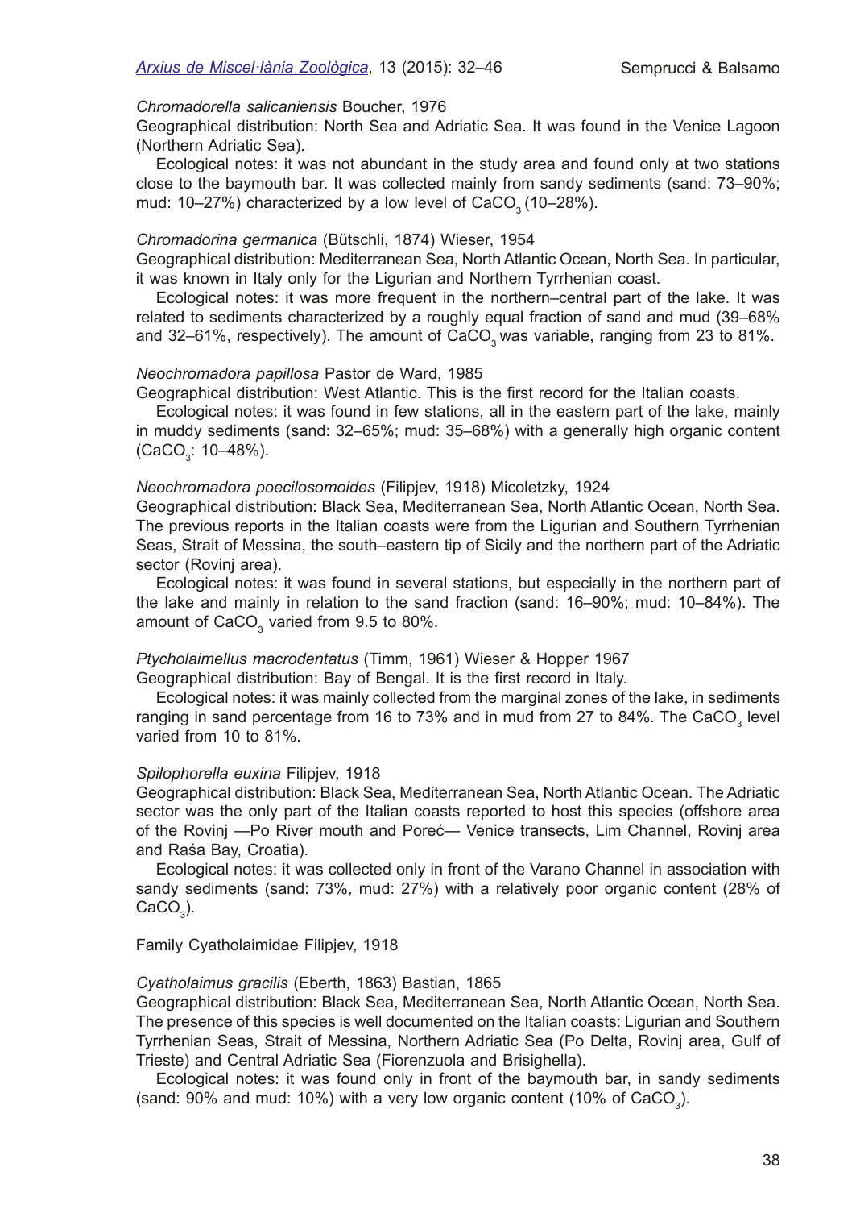*Chromadorella salicaniensis* Boucher, 1976

Geographical distribution: North Sea and Adriatic Sea. It was found in the Venice Lagoon (Northern Adriatic Sea).

Ecological notes: it was not abundant in the study area and found only at two stations close to the baymouth bar. It was collected mainly from sandy sediments (sand: 73–90%; mud: 10–27%) characterized by a low level of $CaCO_3$ (10–28%).

*Chromadorina germanica* (Bütschli, 1874) Wieser, 1954

Geographical distribution: Mediterranean Sea, North Atlantic Ocean, North Sea. In particular, it was known in Italy only for the Ligurian and Northern Tyrrhenian coast.

Ecological notes: it was more frequent in the northern–central part of the lake. It was related to sediments characterized by a roughly equal fraction of sand and mud (39–68% and 32–61%, respectively). The amount of $CaCO_3$ was variable, ranging from 23 to 81%.

*Neochromadora papillosa* Pastor de Ward, 1985

Geographical distribution: West Atlantic. This is the first record for the Italian coasts.

Ecological notes: it was found in few stations, all in the eastern part of the lake, mainly in muddy sediments (sand: 32–65%; mud: 35–68%) with a generally high organic content ($CaCO_3$: 10–48%).

*Neochromadora poecilosomoides* (Filipjev, 1918) Micoletzky, 1924

Geographical distribution: Black Sea, Mediterranean Sea, North Atlantic Ocean, North Sea. The previous reports in the Italian coasts were from the Ligurian and Southern Tyrrhenian Seas, Strait of Messina, the south–eastern tip of Sicily and the northern part of the Adriatic sector (Rovinj area).

Ecological notes: it was found in several stations, but especially in the northern part of the lake and mainly in relation to the sand fraction (sand: 16–90%; mud: 10–84%). The amount of $CaCO_3$ varied from 9.5 to 80%.

*Ptycholaimellus macrodentatus* (Timm, 1961) Wieser & Hopper 1967

Geographical distribution: Bay of Bengal. It is the first record in Italy.

Ecological notes: it was mainly collected from the marginal zones of the lake, in sediments ranging in sand percentage from 16 to 73% and in mud from 27 to 84%. The $CaCO_3$ level varied from 10 to 81%.

*Spilophorella euxina* Filipjev, 1918

Geographical distribution: Black Sea, Mediterranean Sea, North Atlantic Ocean. The Adriatic sector was the only part of the Italian coasts reported to host this species (offshore area of the Rovinj —Po River mouth and Poreć— Venice transects, Lim Channel, Rovinj area and Raśa Bay, Croatia).

Ecological notes: it was collected only in front of the Varano Channel in association with sandy sediments (sand: 73%, mud: 27%) with a relatively poor organic content (28% of $CaCO_3$).

Family Cyatholaimidae Filipjev, 1918

*Cyatholaimus gracilis* (Eberth, 1863) Bastian, 1865

Geographical distribution: Black Sea, Mediterranean Sea, North Atlantic Ocean, North Sea. The presence of this species is well documented on the Italian coasts: Ligurian and Southern Tyrrhenian Seas, Strait of Messina, Northern Adriatic Sea (Po Delta, Rovinj area, Gulf of Trieste) and Central Adriatic Sea (Fiorenzuola and Brisighella).

Ecological notes: it was found only in front of the baymouth bar, in sandy sediments (sand: 90% and mud: 10%) with a very low organic content (10% of $CaCO_3$).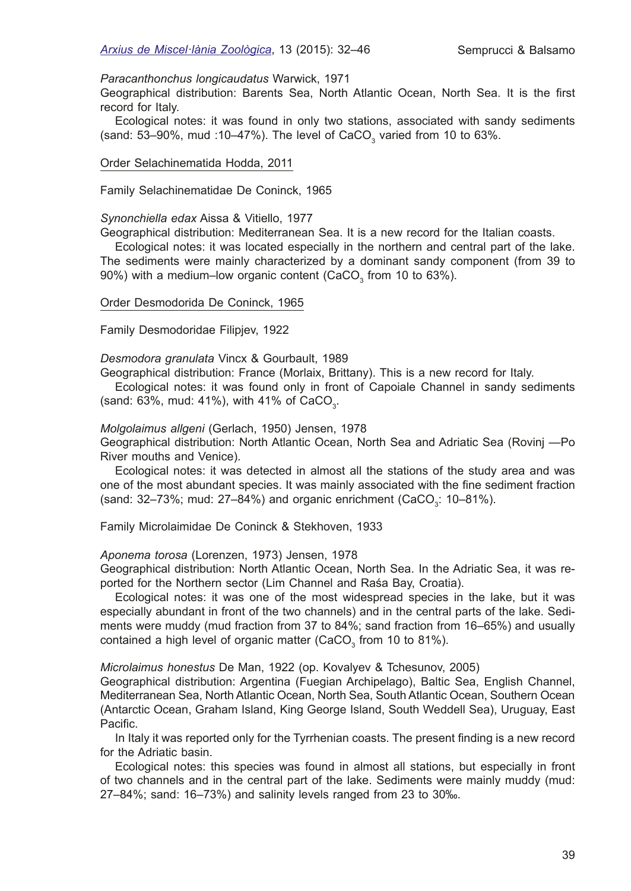*Paracanthonchus longicaudatus* Warwick, 1971

Geographical distribution: Barents Sea, North Atlantic Ocean, North Sea. It is the first record for Italy.

Ecological notes: it was found in only two stations, associated with sandy sediments (sand: 53–90%, mud :10–47%). The level of $CaCO_3$ varied from 10 to 63%.

## Order Selachinematida Hodda, 2011

### Family Selachinematidae De Coninck, 1965

*Synonchiella edax* Aissa & Vitiello, 1977

Geographical distribution: Mediterranean Sea. It is a new record for the Italian coasts.

Ecological notes: it was located especially in the northern and central part of the lake. The sediments were mainly characterized by a dominant sandy component (from 39 to 90%) with a medium–low organic content ($CaCO_3$ from 10 to 63%).

## Order Desmodorida De Coninck, 1965

### Family Desmodoridae Filipjev, 1922

*Desmodora granulata* Vincx & Gourbault, 1989

Geographical distribution: France (Morlaix, Brittany). This is a new record for Italy.

Ecological notes: it was found only in front of Capoiale Channel in sandy sediments (sand: 63%, mud: 41%), with 41% of $CaCO_3$.

*Molgolaimus allgeni* (Gerlach, 1950) Jensen, 1978

Geographical distribution: North Atlantic Ocean, North Sea and Adriatic Sea (Rovinj —Po River mouths and Venice).

Ecological notes: it was detected in almost all the stations of the study area and was one of the most abundant species. It was mainly associated with the fine sediment fraction (sand: 32–73%; mud: 27–84%) and organic enrichment ($CaCO_3$: 10–81%).

### Family Microlaimidae De Coninck & Stekhoven, 1933

*Aponema torosa* (Lorenzen, 1973) Jensen, 1978

Geographical distribution: North Atlantic Ocean, North Sea. In the Adriatic Sea, it was reported for the Northern sector (Lim Channel and Raśa Bay, Croatia).

Ecological notes: it was one of the most widespread species in the lake, but it was especially abundant in front of the two channels) and in the central parts of the lake. Sediments were muddy (mud fraction from 37 to 84%; sand fraction from 16–65%) and usually contained a high level of organic matter ($CaCO_3$ from 10 to 81%).

*Microlaimus honestus* De Man, 1922 (op. Kovalyev & Tchesunov, 2005)

Geographical distribution: Argentina (Fuegian Archipelago), Baltic Sea, English Channel, Mediterranean Sea, North Atlantic Ocean, North Sea, South Atlantic Ocean, Southern Ocean (Antarctic Ocean, Graham Island, King George Island, South Weddell Sea), Uruguay, East Pacific.

In Italy it was reported only for the Tyrrhenian coasts. The present finding is a new record for the Adriatic basin.

Ecological notes: this species was found in almost all stations, but especially in front of two channels and in the central part of the lake. Sediments were mainly muddy (mud: 27–84%; sand: 16–73%) and salinity levels ranged from 23 to 30‰.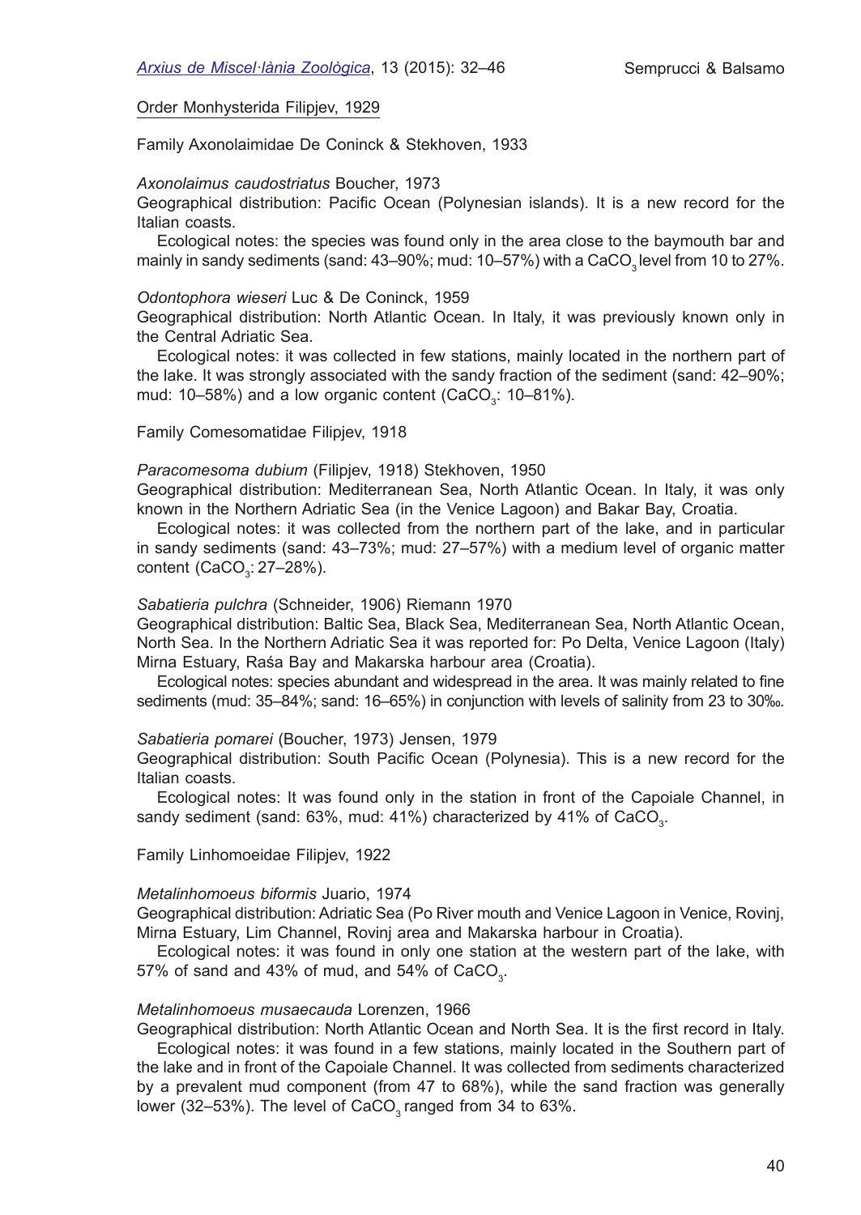Order Monhysterida Filipjev, 1929

Family Axonolaimidae De Coninck & Stekhoven, 1933

*Axonolaimus caudostriatus* Boucher, 1973

Geographical distribution: Pacific Ocean (Polynesian islands). It is a new record for the Italian coasts.

Ecological notes: the species was found only in the area close to the baymouth bar and mainly in sandy sediments (sand: 43–90%; mud: 10–57%) with a $CaCO_3$ level from 10 to 27%.

*Odontophora wieseri* Luc & De Coninck, 1959

Geographical distribution: North Atlantic Ocean. In Italy, it was previously known only in the Central Adriatic Sea.

Ecological notes: it was collected in few stations, mainly located in the northern part of the lake. It was strongly associated with the sandy fraction of the sediment (sand: 42–90%; mud: 10–58%) and a low organic content ($CaCO_3$: 10–81%).

Family Comesomatidae Filipjev, 1918

*Paracomesoma dubium* (Filipjev, 1918) Stekhoven, 1950

Geographical distribution: Mediterranean Sea, North Atlantic Ocean. In Italy, it was only known in the Northern Adriatic Sea (in the Venice Lagoon) and Bakar Bay, Croatia.

Ecological notes: it was collected from the northern part of the lake, and in particular in sandy sediments (sand: 43–73%; mud: 27–57%) with a medium level of organic matter content ($CaCO_3$: 27–28%).

*Sabatieria pulchra* (Schneider, 1906) Riemann 1970

Geographical distribution: Baltic Sea, Black Sea, Mediterranean Sea, North Atlantic Ocean, North Sea. In the Northern Adriatic Sea it was reported for: Po Delta, Venice Lagoon (Italy) Mirna Estuary, Raśa Bay and Makarska harbour area (Croatia).

Ecological notes: species abundant and widespread in the area. It was mainly related to fine sediments (mud: 35–84%; sand: 16–65%) in conjunction with levels of salinity from 23 to 30‰.

*Sabatieria pomarei* (Boucher, 1973) Jensen, 1979

Geographical distribution: South Pacific Ocean (Polynesia). This is a new record for the Italian coasts.

Ecological notes: It was found only in the station in front of the Capoiale Channel, in sandy sediment (sand: 63%, mud: 41%) characterized by 41% of $CaCO_3$.

Family Linhomoeidae Filipjev, 1922

*Metalinhomoeus biformis* Juario, 1974

Geographical distribution: Adriatic Sea (Po River mouth and Venice Lagoon in Venice, Rovinj, Mirna Estuary, Lim Channel, Rovinj area and Makarska harbour in Croatia).

Ecological notes: it was found in only one station at the western part of the lake, with 57% of sand and 43% of mud, and 54% of $CaCO_3$.

*Metalinhomoeus musaecauda* Lorenzen, 1966

Geographical distribution: North Atlantic Ocean and North Sea. It is the first record in Italy.

Ecological notes: it was found in a few stations, mainly located in the Southern part of the lake and in front of the Capoiale Channel. It was collected from sediments characterized by a prevalent mud component (from 47 to 68%), while the sand fraction was generally lower (32–53%). The level of $CaCO_3$ ranged from 34 to 63%.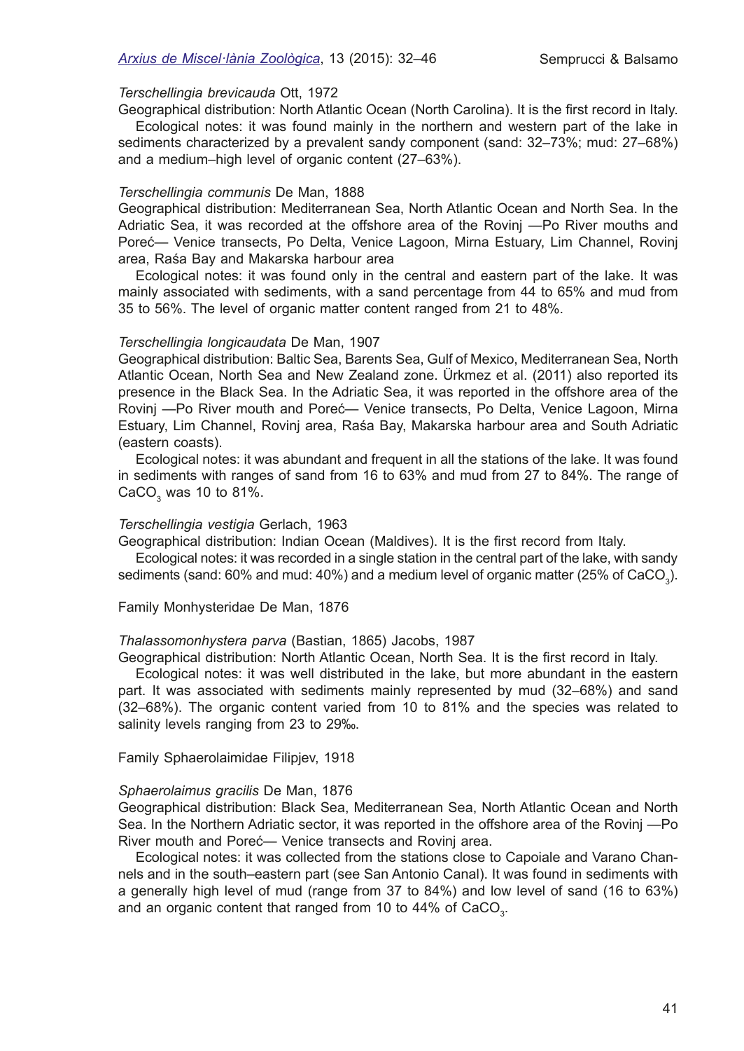*Terschellingia brevicauda* Ott, 1972

Geographical distribution: North Atlantic Ocean (North Carolina). It is the first record in Italy.

Ecological notes: it was found mainly in the northern and western part of the lake in sediments characterized by a prevalent sandy component (sand: 32–73%; mud: 27–68%) and a medium–high level of organic content (27–63%).

*Terschellingia communis* De Man, 1888

Geographical distribution: Mediterranean Sea, North Atlantic Ocean and North Sea. In the Adriatic Sea, it was recorded at the offshore area of the Rovinj —Po River mouths and Poreć— Venice transects, Po Delta, Venice Lagoon, Mirna Estuary, Lim Channel, Rovinj area, Raśa Bay and Makarska harbour area

Ecological notes: it was found only in the central and eastern part of the lake. It was mainly associated with sediments, with a sand percentage from 44 to 65% and mud from 35 to 56%. The level of organic matter content ranged from 21 to 48%.

*Terschellingia longicaudata* De Man, 1907

Geographical distribution: Baltic Sea, Barents Sea, Gulf of Mexico, Mediterranean Sea, North Atlantic Ocean, North Sea and New Zealand zone. Ürkmez et al. (2011) also reported its presence in the Black Sea. In the Adriatic Sea, it was reported in the offshore area of the Rovinj —Po River mouth and Poreć— Venice transects, Po Delta, Venice Lagoon, Mirna Estuary, Lim Channel, Rovinj area, Raśa Bay, Makarska harbour area and South Adriatic (eastern coasts).

Ecological notes: it was abundant and frequent in all the stations of the lake. It was found in sediments with ranges of sand from 16 to 63% and mud from 27 to 84%. The range of $CaCO_3$ was 10 to 81%.

*Terschellingia vestigia* Gerlach, 1963

Geographical distribution: Indian Ocean (Maldives). It is the first record from Italy.

Ecological notes: it was recorded in a single station in the central part of the lake, with sandy sediments (sand: 60% and mud: 40%) and a medium level of organic matter (25% of $CaCO_3$).

Family Monhysteridae De Man, 1876

*Thalassomonhystera parva* (Bastian, 1865) Jacobs, 1987

Geographical distribution: North Atlantic Ocean, North Sea. It is the first record in Italy.

Ecological notes: it was well distributed in the lake, but more abundant in the eastern part. It was associated with sediments mainly represented by mud (32–68%) and sand (32–68%). The organic content varied from 10 to 81% and the species was related to salinity levels ranging from 23 to 29‰.

Family Sphaerolaimidae Filipjev, 1918

*Sphaerolaimus gracilis* De Man, 1876

Geographical distribution: Black Sea, Mediterranean Sea, North Atlantic Ocean and North Sea. In the Northern Adriatic sector, it was reported in the offshore area of the Rovinj —Po River mouth and Poreć— Venice transects and Rovinj area.

Ecological notes: it was collected from the stations close to Capoiale and Varano Channels and in the south–eastern part (see San Antonio Canal). It was found in sediments with a generally high level of mud (range from 37 to 84%) and low level of sand (16 to 63%) and an organic content that ranged from 10 to 44% of $CaCO_3$.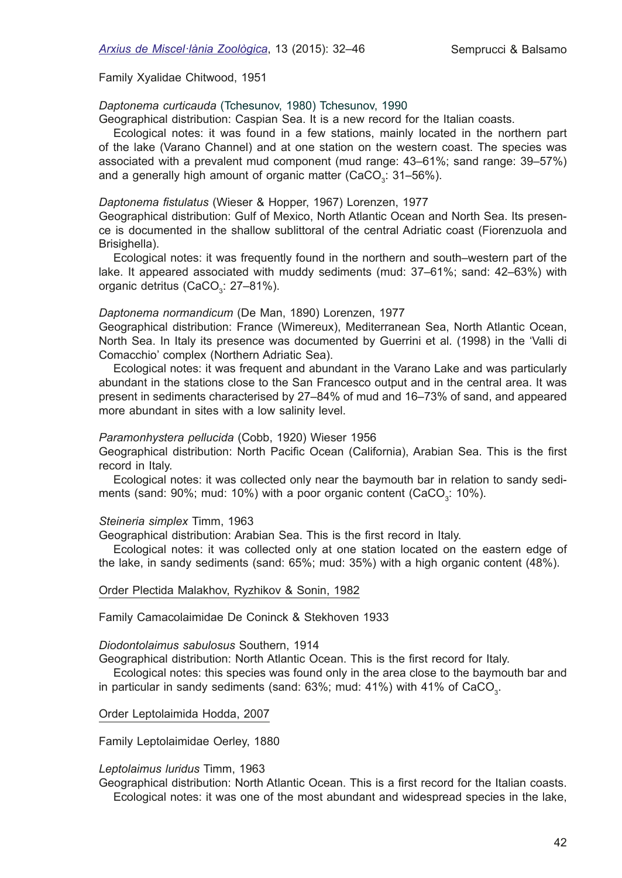Family Xyalidae Chitwood, 1951

*Daptonema curticauda* (Tchesunov, 1980) Tchesunov, 1990

Geographical distribution: Caspian Sea. It is a new record for the Italian coasts.

Ecological notes: it was found in a few stations, mainly located in the northern part of the lake (Varano Channel) and at one station on the western coast. The species was associated with a prevalent mud component (mud range: 43–61%; sand range: 39–57%) and a generally high amount of organic matter ($CaCO_3$: 31–56%).

*Daptonema fistulatus* (Wieser & Hopper, 1967) Lorenzen, 1977

Geographical distribution: Gulf of Mexico, North Atlantic Ocean and North Sea. Its presence is documented in the shallow sublittoral of the central Adriatic coast (Fiorenzuola and Brisighella).

Ecological notes: it was frequently found in the northern and south–western part of the lake. It appeared associated with muddy sediments (mud: 37–61%; sand: 42–63%) with organic detritus ($CaCO_3$: 27–81%).

*Daptonema normandicum* (De Man, 1890) Lorenzen, 1977

Geographical distribution: France (Wimereux), Mediterranean Sea, North Atlantic Ocean, North Sea. In Italy its presence was documented by Guerrini et al. (1998) in the 'Valli di Comacchio' complex (Northern Adriatic Sea).

Ecological notes: it was frequent and abundant in the Varano Lake and was particularly abundant in the stations close to the San Francesco output and in the central area. It was present in sediments characterised by 27–84% of mud and 16–73% of sand, and appeared more abundant in sites with a low salinity level.

*Paramonhystera pellucida* (Cobb, 1920) Wieser 1956

Geographical distribution: North Pacific Ocean (California), Arabian Sea. This is the first record in Italy.

Ecological notes: it was collected only near the baymouth bar in relation to sandy sediments (sand: 90%; mud: 10%) with a poor organic content ($CaCO_3$: 10%).

*Steineria simplex* Timm, 1963

Geographical distribution: Arabian Sea. This is the first record in Italy.

Ecological notes: it was collected only at one station located on the eastern edge of the lake, in sandy sediments (sand: 65%; mud: 35%) with a high organic content (48%).

Order Plectida Malakhov, Ryzhikov & Sonin, 1982

Family Camacolaimidae De Coninck & Stekhoven 1933

*Diodontolaimus sabulosus* Southern, 1914

Geographical distribution: North Atlantic Ocean. This is the first record for Italy.

Ecological notes: this species was found only in the area close to the baymouth bar and in particular in sandy sediments (sand: 63%; mud: 41%) with 41% of $CaCO_3$.

Order Leptolaimida Hodda, 2007

Family Leptolaimidae Oerley, 1880

*Leptolaimus luridus* Timm, 1963

Geographical distribution: North Atlantic Ocean. This is a first record for the Italian coasts.

Ecological notes: it was one of the most abundant and widespread species in the lake,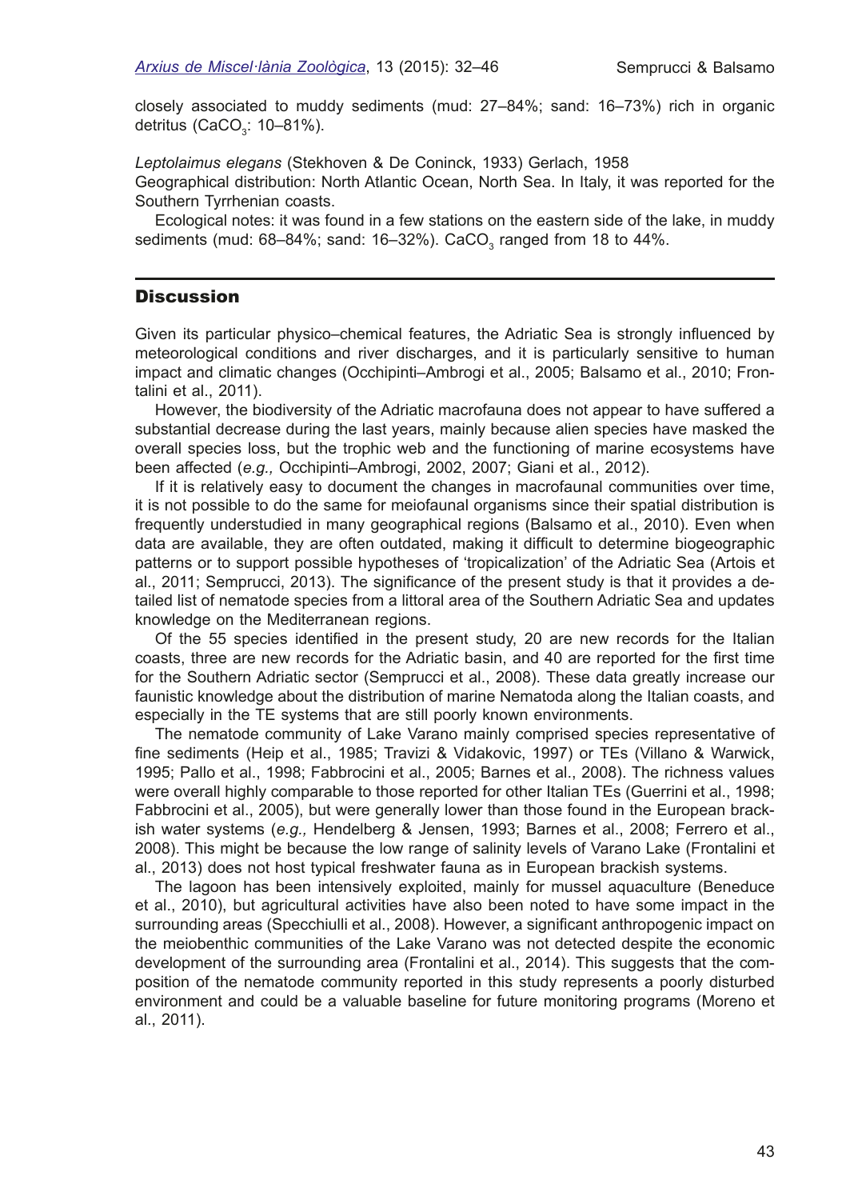closely associated to muddy sediments (mud: 27–84%; sand: 16–73%) rich in organic detritus ($CaCO_3$: 10–81%).

*Leptolaimus elegans* (Stekhoven & De Coninck, 1933) Gerlach, 1958
Geographical distribution: North Atlantic Ocean, North Sea. In Italy, it was reported for the Southern Tyrrhenian coasts.

Ecological notes: it was found in a few stations on the eastern side of the lake, in muddy sediments (mud: 68–84%; sand: 16–32%). $CaCO_3$ ranged from 18 to 44%.

## Discussion

Given its particular physico–chemical features, the Adriatic Sea is strongly influenced by meteorological conditions and river discharges, and it is particularly sensitive to human impact and climatic changes (Occhipinti–Ambrogi et al., 2005; Balsamo et al., 2010; Frontalini et al., 2011).

However, the biodiversity of the Adriatic macrofauna does not appear to have suffered a substantial decrease during the last years, mainly because alien species have masked the overall species loss, but the trophic web and the functioning of marine ecosystems have been affected (*e.g.,* Occhipinti–Ambrogi, 2002, 2007; Giani et al., 2012).

If it is relatively easy to document the changes in macrofaunal communities over time, it is not possible to do the same for meiofaunal organisms since their spatial distribution is frequently understudied in many geographical regions (Balsamo et al., 2010). Even when data are available, they are often outdated, making it difficult to determine biogeographic patterns or to support possible hypotheses of 'tropicalization' of the Adriatic Sea (Artois et al., 2011; Semprucci, 2013). The significance of the present study is that it provides a detailed list of nematode species from a littoral area of the Southern Adriatic Sea and updates knowledge on the Mediterranean regions.

Of the 55 species identified in the present study, 20 are new records for the Italian coasts, three are new records for the Adriatic basin, and 40 are reported for the first time for the Southern Adriatic sector (Semprucci et al., 2008). These data greatly increase our faunistic knowledge about the distribution of marine Nematoda along the Italian coasts, and especially in the TE systems that are still poorly known environments.

The nematode community of Lake Varano mainly comprised species representative of fine sediments (Heip et al., 1985; Travizi & Vidakovic, 1997) or TEs (Villano & Warwick, 1995; Pallo et al., 1998; Fabbrocini et al., 2005; Barnes et al., 2008). The richness values were overall highly comparable to those reported for other Italian TEs (Guerrini et al., 1998; Fabbrocini et al., 2005), but were generally lower than those found in the European brackish water systems (*e.g.,* Hendelberg & Jensen, 1993; Barnes et al., 2008; Ferrero et al., 2008). This might be because the low range of salinity levels of Varano Lake (Frontalini et al., 2013) does not host typical freshwater fauna as in European brackish systems.

The lagoon has been intensively exploited, mainly for mussel aquaculture (Beneduce et al., 2010), but agricultural activities have also been noted to have some impact in the surrounding areas (Specchiulli et al., 2008). However, a significant anthropogenic impact on the meiobenthic communities of the Lake Varano was not detected despite the economic development of the surrounding area (Frontalini et al., 2014). This suggests that the composition of the nematode community reported in this study represents a poorly disturbed environment and could be a valuable baseline for future monitoring programs (Moreno et al., 2011).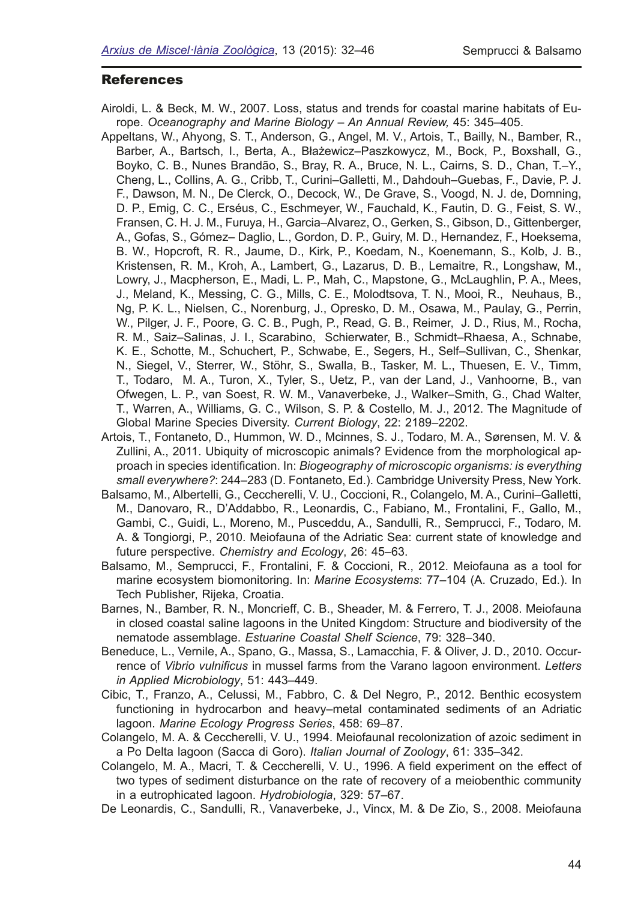## References

Airoldi, L. & Beck, M. W., 2007. Loss, status and trends for coastal marine habitats of Europe. *Oceanography and Marine Biology – An Annual Review,* 45: 345–405.

Appeltans, W., Ahyong, S. T., Anderson, G., Angel, M. V., Artois, T., Bailly, N., Bamber, R., Barber, A., Bartsch, I., Berta, A., Błażewicz–Paszkowycz, M., Bock, P., Boxshall, G., Boyko, C. B., Nunes Brandão, S., Bray, R. A., Bruce, N. L., Cairns, S. D., Chan, T.–Y., Cheng, L., Collins, A. G., Cribb, T., Curini–Galletti, M., Dahdouh–Guebas, F., Davie, P. J. F., Dawson, M. N., De Clerck, O., Decock, W., De Grave, S., Voogd, N. J. de, Domning, D. P., Emig, C. C., Erséus, C., Eschmeyer, W., Fauchald, K., Fautin, D. G., Feist, S. W., Fransen, C. H. J. M., Furuya, H., Garcia–Alvarez, O., Gerken, S., Gibson, D., Gittenberger, A., Gofas, S., Gómez– Daglio, L., Gordon, D. P., Guiry, M. D., Hernandez, F., Hoeksema, B. W., Hopcroft, R. R., Jaume, D., Kirk, P., Koedam, N., Koenemann, S., Kolb, J. B., Kristensen, R. M., Kroh, A., Lambert, G., Lazarus, D. B., Lemaitre, R., Longshaw, M., Lowry, J., Macpherson, E., Madi, L. P., Mah, C., Mapstone, G., McLaughlin, P. A., Mees, J., Meland, K., Messing, C. G., Mills, C. E., Molodtsova, T. N., Mooi, R., Neuhaus, B., Ng, P. K. L., Nielsen, C., Norenburg, J., Opresko, D. M., Osawa, M., Paulay, G., Perrin, W., Pilger, J. F., Poore, G. C. B., Pugh, P., Read, G. B., Reimer, J. D., Rius, M., Rocha, R. M., Saiz–Salinas, J. I., Scarabino, Schierwater, B., Schmidt–Rhaesa, A., Schnabe, K. E., Schotte, M., Schuchert, P., Schwabe, E., Segers, H., Self–Sullivan, C., Shenkar, N., Siegel, V., Sterrer, W., Stöhr, S., Swalla, B., Tasker, M. L., Thuesen, E. V., Timm, T., Todaro, M. A., Turon, X., Tyler, S., Uetz, P., van der Land, J., Vanhoorne, B., van Ofwegen, L. P., van Soest, R. W. M., Vanaverbeke, J., Walker–Smith, G., Chad Walter, T., Warren, A., Williams, G. C., Wilson, S. P. & Costello, M. J., 2012. The Magnitude of Global Marine Species Diversity. *Current Biology*, 22: 2189–2202.

Artois, T., Fontaneto, D., Hummon, W. D., Mcinnes, S. J., Todaro, M. A., Sørensen, M. V. & Zullini, A., 2011. Ubiquity of microscopic animals? Evidence from the morphological approach in species identification. In: *Biogeography of microscopic organisms: is everything small everywhere?*: 244–283 (D. Fontaneto, Ed.). Cambridge University Press, New York.

Balsamo, M., Albertelli, G., Ceccherelli, V. U., Coccioni, R., Colangelo, M. A., Curini–Galletti, M., Danovaro, R., D'Addabbo, R., Leonardis, C., Fabiano, M., Frontalini, F., Gallo, M., Gambi, C., Guidi, L., Moreno, M., Pusceddu, A., Sandulli, R., Semprucci, F., Todaro, M. A. & Tongiorgi, P., 2010. Meiofauna of the Adriatic Sea: current state of knowledge and future perspective. *Chemistry and Ecology*, 26: 45–63.

Balsamo, M., Semprucci, F., Frontalini, F. & Coccioni, R., 2012. Meiofauna as a tool for marine ecosystem biomonitoring. In: *Marine Ecosystems*: 77–104 (A. Cruzado, Ed.). In Tech Publisher, Rijeka, Croatia.

Barnes, N., Bamber, R. N., Moncrieff, C. B., Sheader, M. & Ferrero, T. J., 2008. Meiofauna in closed coastal saline lagoons in the United Kingdom: Structure and biodiversity of the nematode assemblage. *Estuarine Coastal Shelf Science*, 79: 328–340.

Beneduce, L., Vernile, A., Spano, G., Massa, S., Lamacchia, F. & Oliver, J. D., 2010. Occurrence of *Vibrio vulnificus* in mussel farms from the Varano lagoon environment. *Letters in Applied Microbiology*, 51: 443–449.

Cibic, T., Franzo, A., Celussi, M., Fabbro, C. & Del Negro, P., 2012. Benthic ecosystem functioning in hydrocarbon and heavy–metal contaminated sediments of an Adriatic lagoon. *Marine Ecology Progress Series*, 458: 69–87.

Colangelo, M. A. & Ceccherelli, V. U., 1994. Meiofaunal recolonization of azoic sediment in a Po Delta lagoon (Sacca di Goro). *Italian Journal of Zoology*, 61: 335–342.

Colangelo, M. A., Macri, T. & Ceccherelli, V. U., 1996. A field experiment on the effect of two types of sediment disturbance on the rate of recovery of a meiobenthic community in a eutrophicated lagoon. *Hydrobiologia*, 329: 57–67.

De Leonardis, C., Sandulli, R., Vanaverbeke, J., Vincx, M. & De Zio, S., 2008. Meiofauna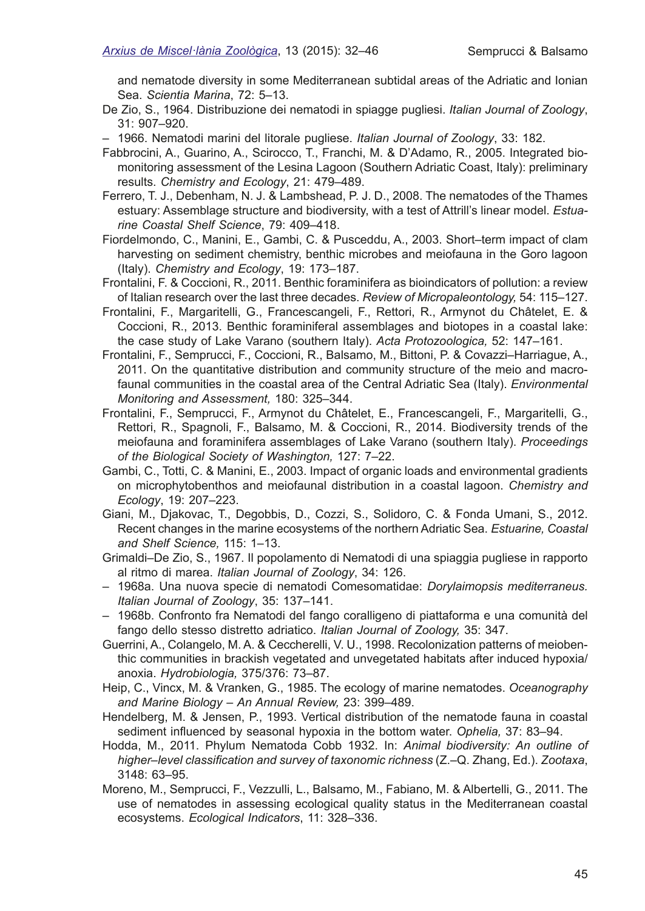and nematode diversity in some Mediterranean subtidal areas of the Adriatic and Ionian Sea. *Scientia Marina*, 72: 5–13.

De Zio, S., 1964. Distribuzione dei nematodi in spiagge pugliesi. *Italian Journal of Zoology*, 31: 907–920.

– 1966. Nematodi marini del litorale pugliese. *Italian Journal of Zoology*, 33: 182.

Fabbrocini, A., Guarino, A., Scirocco, T., Franchi, M. & D'Adamo, R., 2005. Integrated biomonitoring assessment of the Lesina Lagoon (Southern Adriatic Coast, Italy): preliminary results. *Chemistry and Ecology*, 21: 479–489.

Ferrero, T. J., Debenham, N. J. & Lambshead, P. J. D., 2008. The nematodes of the Thames estuary: Assemblage structure and biodiversity, with a test of Attrill's linear model. *Estuarine Coastal Shelf Science*, 79: 409–418.

Fiordelmondo, C., Manini, E., Gambi, C. & Pusceddu, A., 2003. Short–term impact of clam harvesting on sediment chemistry, benthic microbes and meiofauna in the Goro lagoon (Italy). *Chemistry and Ecology*, 19: 173–187.

Frontalini, F. & Coccioni, R., 2011. Benthic foraminifera as bioindicators of pollution: a review of Italian research over the last three decades. *Review of Micropaleontology,* 54: 115–127.

Frontalini, F., Margaritelli, G., Francescangeli, F., Rettori, R., Armynot du Châtelet, E. & Coccioni, R., 2013. Benthic foraminiferal assemblages and biotopes in a coastal lake: the case study of Lake Varano (southern Italy). *Acta Protozoologica,* 52: 147–161.

Frontalini, F., Semprucci, F., Coccioni, R., Balsamo, M., Bittoni, P. & Covazzi–Harriague, A., 2011. On the quantitative distribution and community structure of the meio and macrofaunal communities in the coastal area of the Central Adriatic Sea (Italy). *Environmental Monitoring and Assessment,* 180: 325–344.

Frontalini, F., Semprucci, F., Armynot du Châtelet, E., Francescangeli, F., Margaritelli, G., Rettori, R., Spagnoli, F., Balsamo, M. & Coccioni, R., 2014. Biodiversity trends of the meiofauna and foraminifera assemblages of Lake Varano (southern Italy). *Proceedings of the Biological Society of Washington,* 127: 7–22.

Gambi, C., Totti, C. & Manini, E., 2003. Impact of organic loads and environmental gradients on microphytobenthos and meiofaunal distribution in a coastal lagoon. *Chemistry and Ecology*, 19: 207–223.

Giani, M., Djakovac, T., Degobbis, D., Cozzi, S., Solidoro, C. & Fonda Umani, S., 2012. Recent changes in the marine ecosystems of the northern Adriatic Sea. *Estuarine, Coastal and Shelf Science,* 115: 1–13.

Grimaldi–De Zio, S., 1967. Il popolamento di Nematodi di una spiaggia pugliese in rapporto al ritmo di marea. *Italian Journal of Zoology*, 34: 126.

– 1968a. Una nuova specie di nematodi Comesomatidae: *Dorylaimopsis mediterraneus. Italian Journal of Zoology*, 35: 137–141.

– 1968b. Confronto fra Nematodi del fango coralligeno di piattaforma e una comunità del fango dello stesso distretto adriatico. *Italian Journal of Zoology,* 35: 347.

Guerrini, A., Colangelo, M. A. & Ceccherelli, V. U., 1998. Recolonization patterns of meiobenthic communities in brackish vegetated and unvegetated habitats after induced hypoxia/anoxia. *Hydrobiologia,* 375/376: 73–87.

Heip, C., Vincx, M. & Vranken, G., 1985. The ecology of marine nematodes. *Oceanography and Marine Biology – An Annual Review,* 23: 399–489.

Hendelberg, M. & Jensen, P., 1993. Vertical distribution of the nematode fauna in coastal sediment influenced by seasonal hypoxia in the bottom water. *Ophelia,* 37: 83–94.

Hodda, M., 2011. Phylum Nematoda Cobb 1932. In: *Animal biodiversity: An outline of higher–level classification and survey of taxonomic richness* (Z.–Q. Zhang, Ed.). *Zootaxa*, 3148: 63–95.

Moreno, M., Semprucci, F., Vezzulli, L., Balsamo, M., Fabiano, M. & Albertelli, G., 2011. The use of nematodes in assessing ecological quality status in the Mediterranean coastal ecosystems. *Ecological Indicators*, 11: 328–336.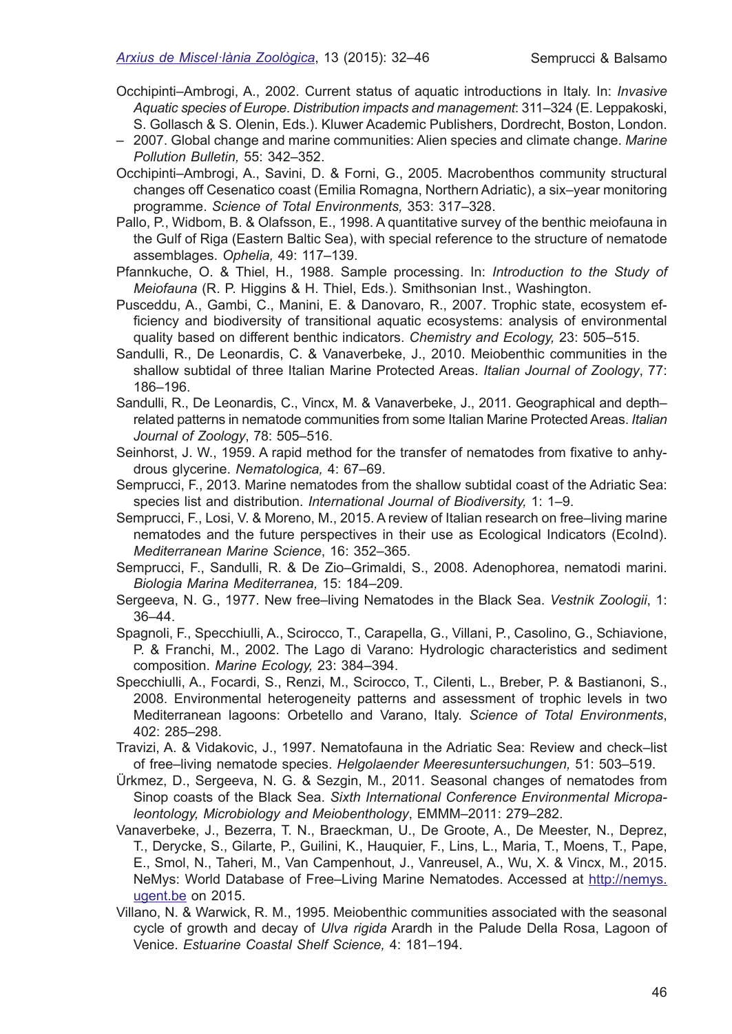Occhipinti–Ambrogi, A., 2002. Current status of aquatic introductions in Italy. In: *Invasive Aquatic species of Europe. Distribution impacts and management*: 311–324 (E. Leppakoski, S. Gollasch & S. Olenin, Eds.). Kluwer Academic Publishers, Dordrecht, Boston, London.

– 2007. Global change and marine communities: Alien species and climate change. *Marine Pollution Bulletin,* 55: 342–352.

Occhipinti–Ambrogi, A., Savini, D. & Forni, G., 2005. Macrobenthos community structural changes off Cesenatico coast (Emilia Romagna, Northern Adriatic), a six–year monitoring programme. *Science of Total Environments,* 353: 317–328.

Pallo, P., Widbom, B. & Olafsson, E., 1998. A quantitative survey of the benthic meiofauna in the Gulf of Riga (Eastern Baltic Sea), with special reference to the structure of nematode assemblages. *Ophelia,* 49: 117–139.

Pfannkuche, O. & Thiel, H., 1988. Sample processing. In: *Introduction to the Study of Meiofauna* (R. P. Higgins & H. Thiel, Eds.). Smithsonian Inst., Washington.

Pusceddu, A., Gambi, C., Manini, E. & Danovaro, R., 2007. Trophic state, ecosystem efficiency and biodiversity of transitional aquatic ecosystems: analysis of environmental quality based on different benthic indicators. *Chemistry and Ecology,* 23: 505–515.

Sandulli, R., De Leonardis, C. & Vanaverbeke, J., 2010. Meiobenthic communities in the shallow subtidal of three Italian Marine Protected Areas. *Italian Journal of Zoology*, 77: 186–196.

Sandulli, R., De Leonardis, C., Vincx, M. & Vanaverbeke, J., 2011. Geographical and depth–related patterns in nematode communities from some Italian Marine Protected Areas. *Italian Journal of Zoology*, 78: 505–516.

Seinhorst, J. W., 1959. A rapid method for the transfer of nematodes from fixative to anhydrous glycerine. *Nematologica,* 4: 67–69.

Semprucci, F., 2013. Marine nematodes from the shallow subtidal coast of the Adriatic Sea: species list and distribution. *International Journal of Biodiversity,* 1: 1–9.

Semprucci, F., Losi, V. & Moreno, M., 2015. A review of Italian research on free–living marine nematodes and the future perspectives in their use as Ecological Indicators (EcoInd). *Mediterranean Marine Science*, 16: 352–365.

Semprucci, F., Sandulli, R. & De Zio–Grimaldi, S., 2008. Adenophorea, nematodi marini. *Biologia Marina Mediterranea,* 15: 184–209.

Sergeeva, N. G., 1977. New free–living Nematodes in the Black Sea. *Vestnik Zoologii*, 1: 36–44.

Spagnoli, F., Specchiulli, A., Scirocco, T., Carapella, G., Villani, P., Casolino, G., Schiavone, P. & Franchi, M., 2002. The Lago di Varano: Hydrologic characteristics and sediment composition. *Marine Ecology,* 23: 384–394.

Specchiulli, A., Focardi, S., Renzi, M., Scirocco, T., Cilenti, L., Breber, P. & Bastianoni, S., 2008. Environmental heterogeneity patterns and assessment of trophic levels in two Mediterranean lagoons: Orbetello and Varano, Italy. *Science of Total Environments*, 402: 285–298.

Travizi, A. & Vidakovic, J., 1997. Nematofauna in the Adriatic Sea: Review and check–list of free–living nematode species. *Helgolaender Meeresuntersuchungen,* 51: 503–519.

Ürkmez, D., Sergeeva, N. G. & Sezgin, M., 2011. Seasonal changes of nematodes from Sinop coasts of the Black Sea. *Sixth International Conference Environmental Micropaleontology, Microbiology and Meiobenthology*, EMMM–2011: 279–282.

Vanaverbeke, J., Bezerra, T. N., Braeckman, U., De Groote, A., De Meester, N., Deprez, T., Derycke, S., Gilarte, P., Guilini, K., Hauquier, F., Lins, L., Maria, T., Moens, T., Pape, E., Smol, N., Taheri, M., Van Campenhout, J., Vanreusel, A., Wu, X. & Vincx, M., 2015. NeMys: World Database of Free–Living Marine Nematodes. Accessed at http://nemys.ugent.be on 2015.

Villano, N. & Warwick, R. M., 1995. Meiobenthic communities associated with the seasonal cycle of growth and decay of *Ulva rigida* Arardh in the Palude Della Rosa, Lagoon of Venice. *Estuarine Coastal Shelf Science,* 4: 181–194.